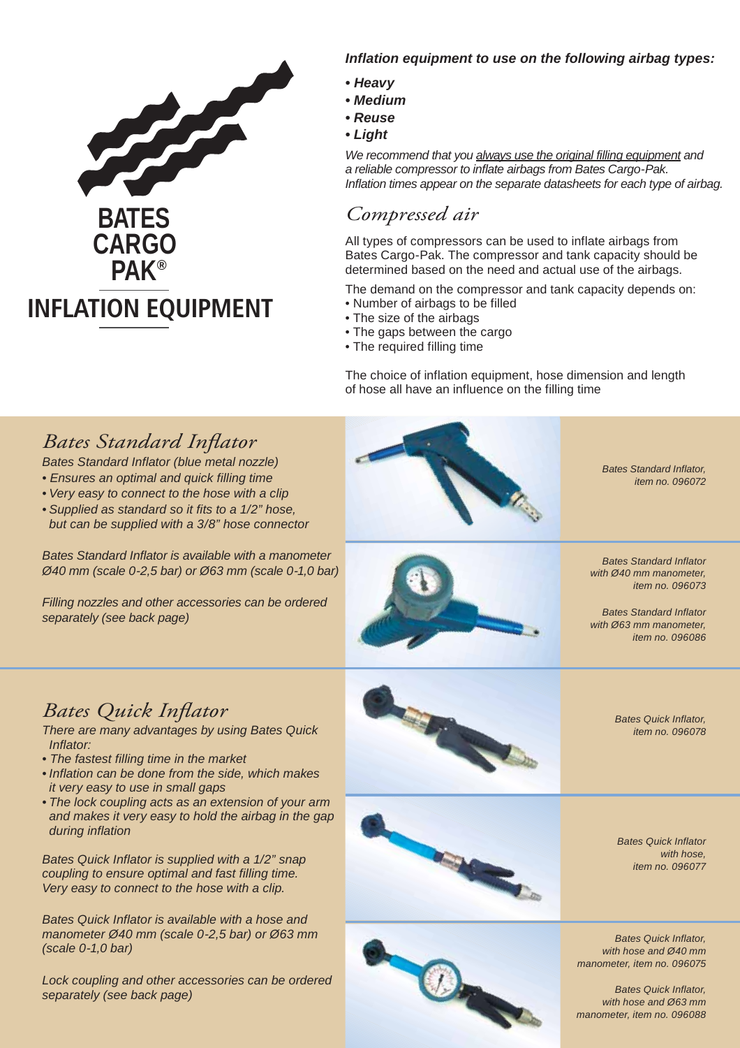# BATES CARGO PAK®

# INFLATION EQUIPMENT

***Inflation equipment to use on the following airbag types:***

- ***Heavy***
- ***Medium***
- ***Reuse***
- ***Light***

*We recommend that you always use the original filling equipment and a reliable compressor to inflate airbags from Bates Cargo-Pak. Inflation times appear on the separate datasheets for each type of airbag.*

## *Compressed air*

All types of compressors can be used to inflate airbags from Bates Cargo-Pak. The compressor and tank capacity should be determined based on the need and actual use of the airbags.

The demand on the compressor and tank capacity depends on:

- Number of airbags to be filled
- The size of the airbags
- The gaps between the cargo
- The required filling time

The choice of inflation equipment, hose dimension and length of hose all have an influence on the filling time

## *Bates Standard Inflator*

*Bates Standard Inflator (blue metal nozzle)*

- *Ensures an optimal and quick filling time*
- *Very easy to connect to the hose with a clip*
- *Supplied as standard so it fits to a 1/2" hose, but can be supplied with a 3/8" hose connector*

*Bates Standard Inflator is available with a manometer Ø40 mm (scale 0-2,5 bar) or Ø63 mm (scale 0-1,0 bar)*

*Filling nozzles and other accessories can be ordered separately (see back page)*

*Bates Standard Inflator, item no. 096072*

*Bates Standard Inflator with Ø40 mm manometer, item no. 096073*

*Bates Standard Inflator with Ø63 mm manometer, item no. 096086*

## *Bates Quick Inflator*

*There are many advantages by using Bates Quick Inflator:*

- *The fastest filling time in the market*
- *Inflation can be done from the side, which makes it very easy to use in small gaps*
- *The lock coupling acts as an extension of your arm and makes it very easy to hold the airbag in the gap during inflation*

*Bates Quick Inflator is supplied with a 1/2" snap coupling to ensure optimal and fast filling time. Very easy to connect to the hose with a clip.*

*Bates Quick Inflator is available with a hose and manometer Ø40 mm (scale 0-2,5 bar) or Ø63 mm (scale 0-1,0 bar)*

*Lock coupling and other accessories can be ordered separately (see back page)*

*Bates Quick Inflator, item no. 096078*

*Bates Quick Inflator with hose, item no. 096077*

*Bates Quick Inflator, with hose and Ø40 mm manometer, item no. 096075*

*Bates Quick Inflator, with hose and Ø63 mm manometer, item no. 096088*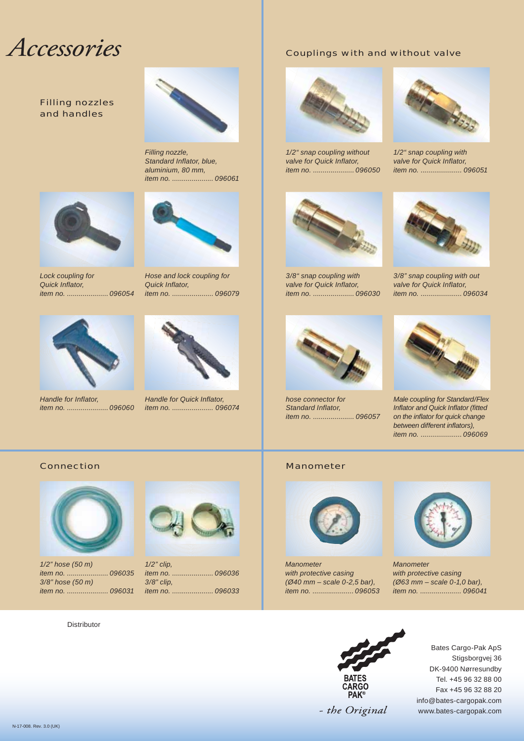# *Accessories*

## Filling nozzles and handles

*Filling nozzle, Standard Inflator, blue, aluminium, 80 mm, item no. ..................... 096061*

*Lock coupling for Quick Inflator, item no. ..................... 096054*

*Hose and lock coupling for Quick Inflator, item no. ..................... 096079*

*Handle for Inflator, item no. ..................... 096060*

*Handle for Quick Inflator, item no. ..................... 096074*

## Couplings with and without valve

*1/2" snap coupling without valve for Quick Inflator, item no. ..................... 096050*

*1/2" snap coupling with valve for Quick Inflator, item no. ..................... 096051*

*3/8" snap coupling with valve for Quick Inflator, item no. ..................... 096030*

*3/8" snap coupling with out valve for Quick Inflator, item no. ..................... 096034*

*hose connector for Standard Inflator, item no. ..................... 096057*

*Male coupling for Standard/Flex Inflator and Quick Inflator (fitted on the inflator for quick change between different inflators), item no. ..................... 096069*

## Connection

*1/2" hose (50 m)*
*item no. ..................... 096035*
*3/8" hose (50 m)*
*item no. ..................... 096031*

*1/2" clip,*
*item no. ..................... 096036*
*3/8" clip,*
*item no. ..................... 096033*

## Manometer

*Manometer with protective casing (Ø40 mm – scale 0-2,5 bar), item no. ..................... 096053*

*Manometer with protective casing (Ø63 mm – scale 0-1,0 bar), item no. ..................... 096041*

Distributor

BATES CARGO PAK®

*- the Original*

Bates Cargo-Pak ApS
Stigsborgvej 36
DK-9400 Nørresundby
Tel. +45 96 32 88 00
Fax +45 96 32 88 20
info@bates-cargopak.com
www.bates-cargopak.com

N-17-008. Rev. 3.0 (UK)